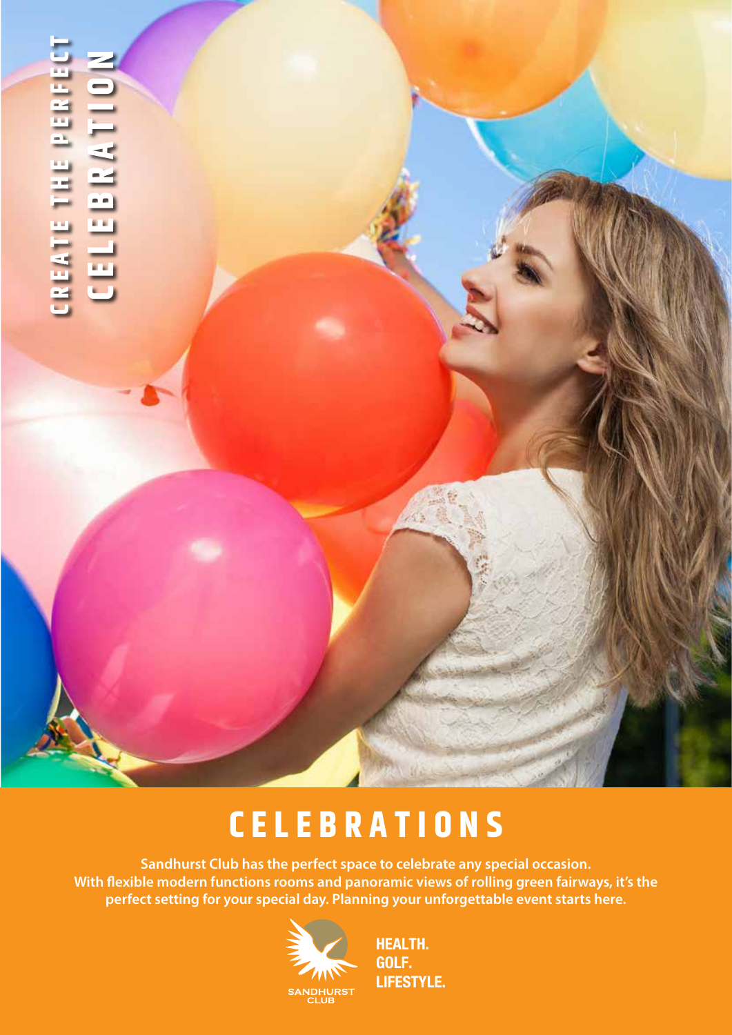CREATE THE PERFECT
CELEBRATION

# CELEBRATIONS

**Sandhurst Club has the perfect space to celebrate any special occasion. With flexible modern functions rooms and panoramic views of rolling green fairways, it's the perfect setting for your special day. Planning your unforgettable event starts here.**

SANDHURST CLUB

**HEALTH.
GOLF.
LIFESTYLE.**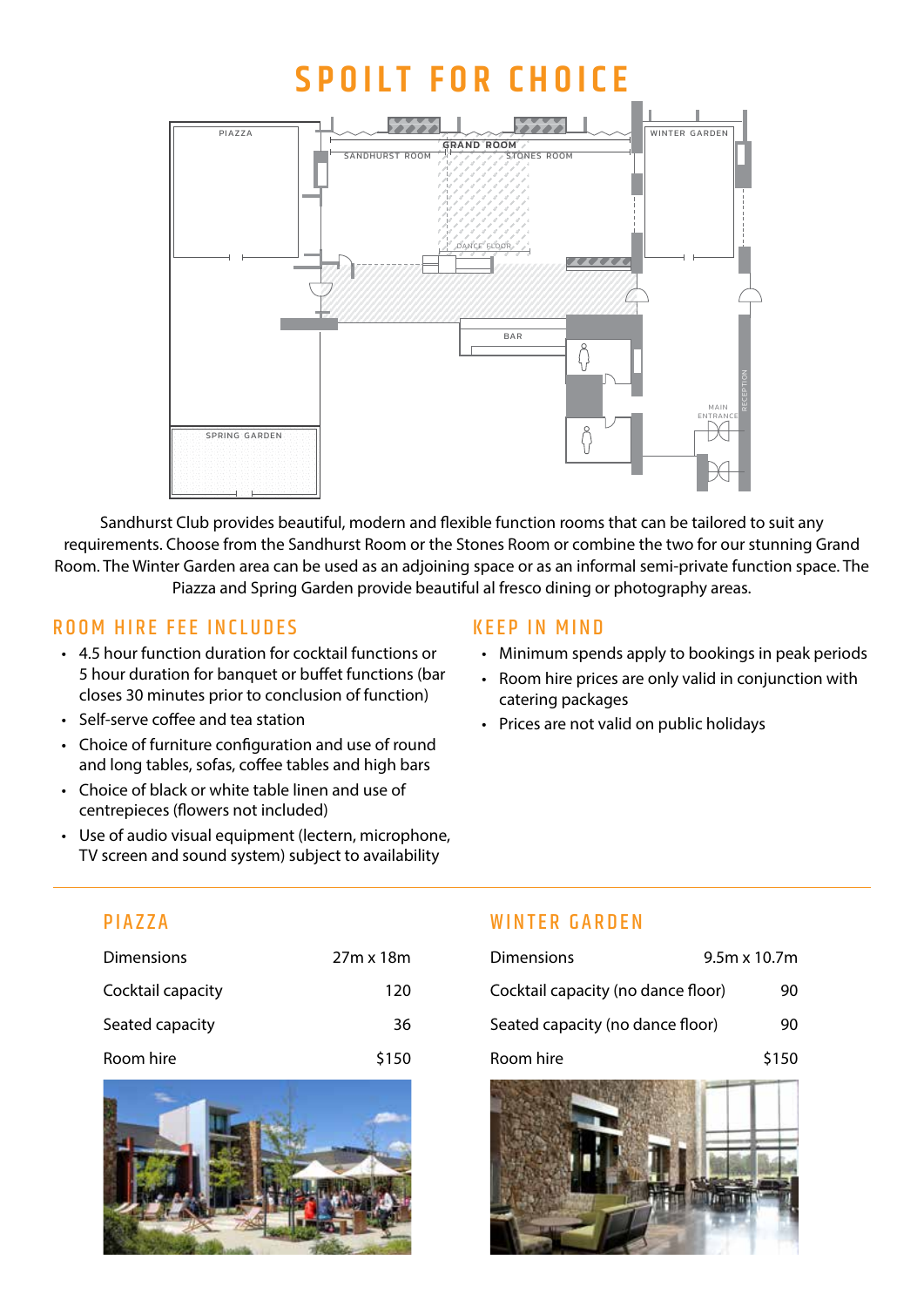# SPOILT FOR CHOICE

Sandhurst Club provides beautiful, modern and flexible function rooms that can be tailored to suit any requirements. Choose from the Sandhurst Room or the Stones Room or combine the two for our stunning Grand Room. The Winter Garden area can be used as an adjoining space or as an informal semi-private function space. The Piazza and Spring Garden provide beautiful al fresco dining or photography areas.

## ROOM HIRE FEE INCLUDES

- 4.5 hour function duration for cocktail functions or 5 hour duration for banquet or buffet functions (bar closes 30 minutes prior to conclusion of function)
- Self-serve coffee and tea station
- Choice of furniture configuration and use of round and long tables, sofas, coffee tables and high bars
- Choice of black or white table linen and use of centrepieces (flowers not included)
- Use of audio visual equipment (lectern, microphone, TV screen and sound system) subject to availability

## KEEP IN MIND

- Minimum spends apply to bookings in peak periods
- Room hire prices are only valid in conjunction with catering packages
- Prices are not valid on public holidays

## PIAZZA

| | |
|---|---|
| Dimensions | 27m x 18m |
| Cocktail capacity | 120 |
| Seated capacity | 36 |
| Room hire | $150 |

## WINTER GARDEN

| | |
|---|---|
| Dimensions | 9.5m x 10.7m |
| Cocktail capacity (no dance floor) | 90 |
| Seated capacity (no dance floor) | 90 |
| Room hire | $150 |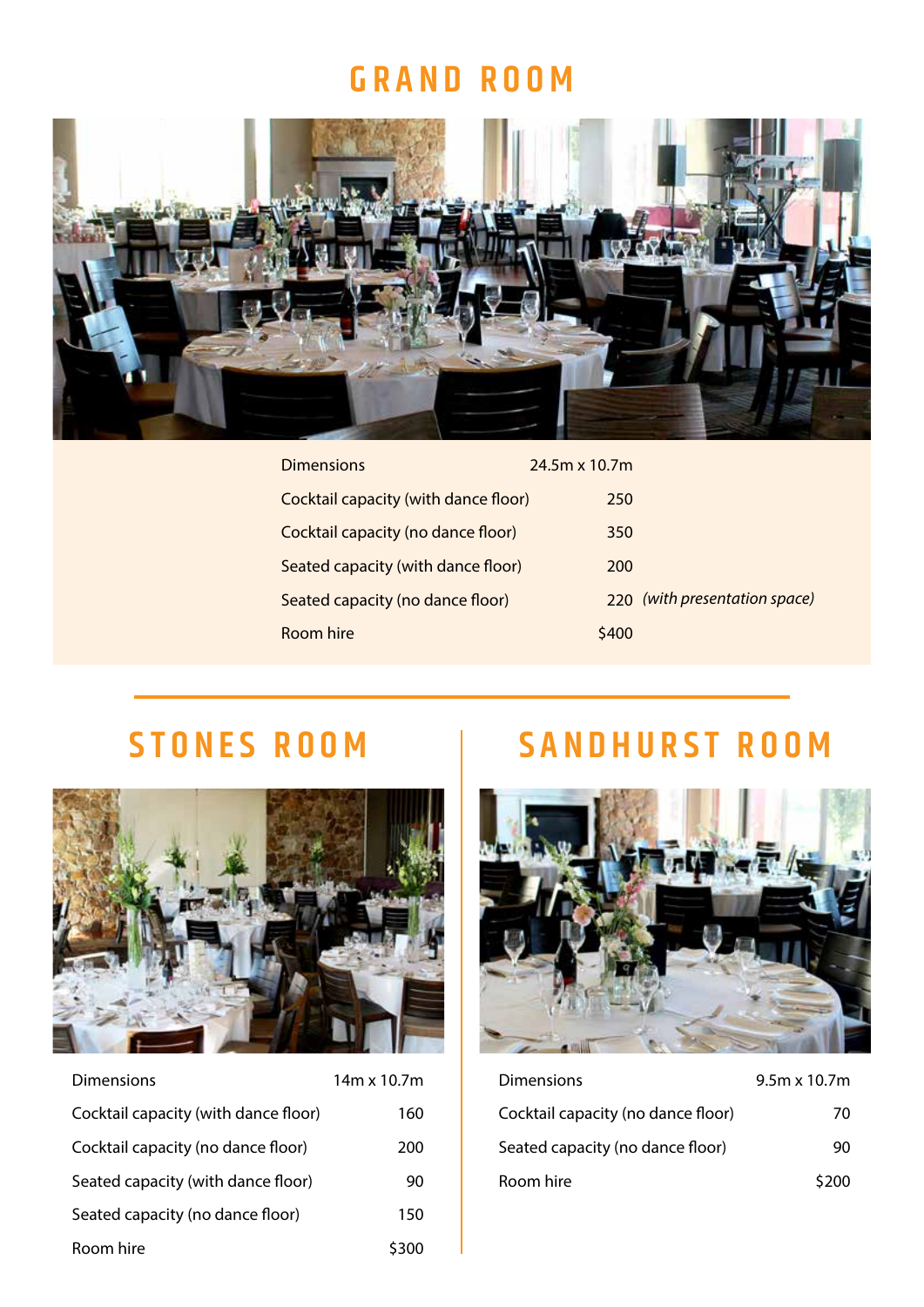# GRAND ROOM

| | | |
|---|---|---|
| Dimensions | 24.5m x 10.7m | |
| Cocktail capacity (with dance floor) | 250 | |
| Cocktail capacity (no dance floor) | 350 | |
| Seated capacity (with dance floor) | 200 | |
| Seated capacity (no dance floor) | 220 | *(with presentation space)* |
| Room hire | $400 | |

# STONES ROOM

| | |
|---|---|
| Dimensions | 14m x 10.7m |
| Cocktail capacity (with dance floor) | 160 |
| Cocktail capacity (no dance floor) | 200 |
| Seated capacity (with dance floor) | 90 |
| Seated capacity (no dance floor) | 150 |
| Room hire | $300 |

# SANDHURST ROOM

| | |
|---|---|
| Dimensions | 9.5m x 10.7m |
| Cocktail capacity (no dance floor) | 70 |
| Seated capacity (no dance floor) | 90 |
| Room hire | $200 |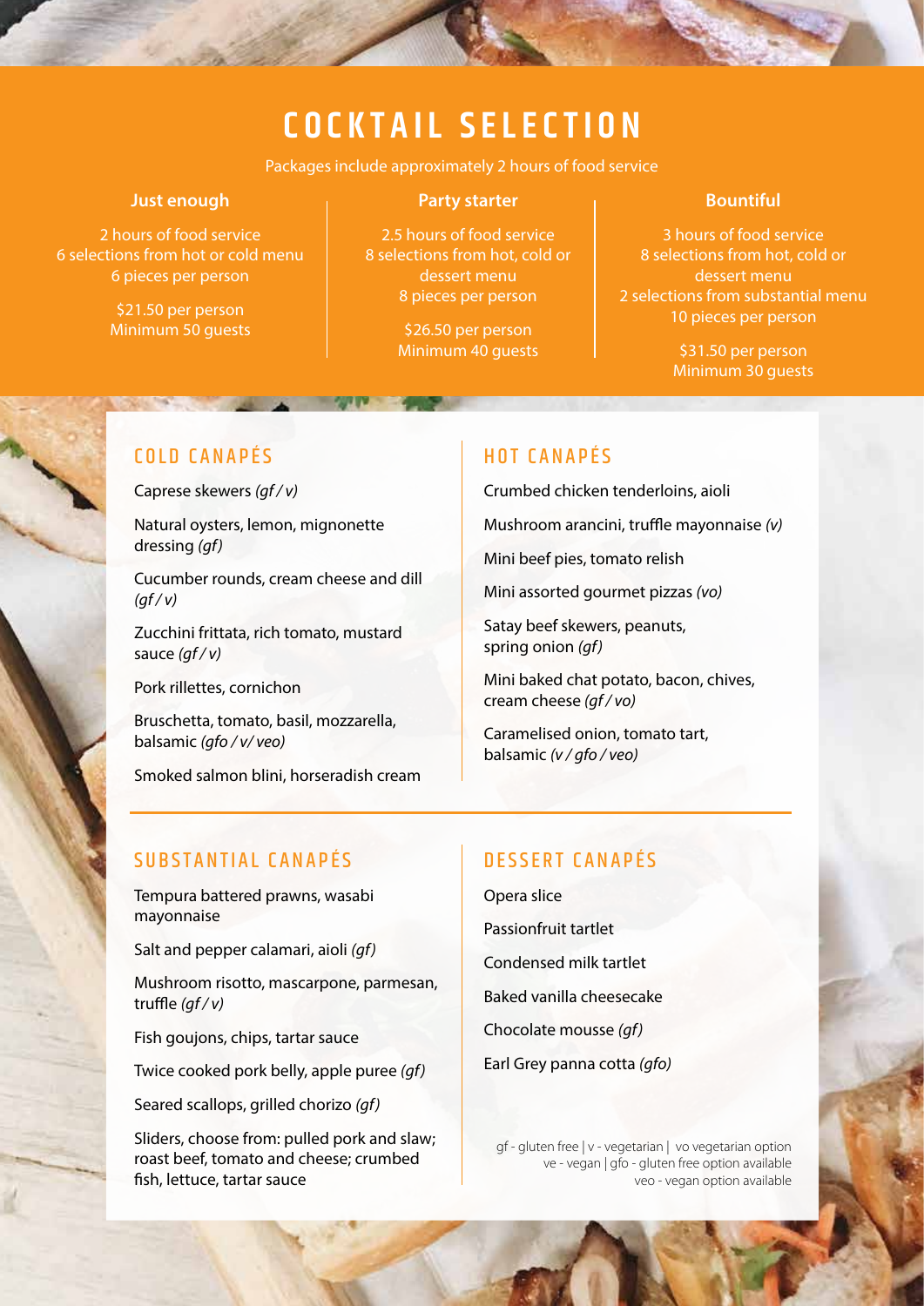# COCKTAIL SELECTION

Packages include approximately 2 hours of food service

### Just enough

2 hours of food service
6 selections from hot or cold menu
6 pieces per person

$21.50 per person
Minimum 50 guests

### Party starter

2.5 hours of food service
8 selections from hot, cold or dessert menu
8 pieces per person

$26.50 per person
Minimum 40 guests

### Bountiful

3 hours of food service
8 selections from hot, cold or dessert menu
2 selections from substantial menu
10 pieces per person

$31.50 per person
Minimum 30 guests

## COLD CANAPÉS

Caprese skewers *(gf / v)*

Natural oysters, lemon, mignonette dressing *(gf)*

Cucumber rounds, cream cheese and dill *(gf / v)*

Zucchini frittata, rich tomato, mustard sauce *(gf / v)*

Pork rillettes, cornichon

Bruschetta, tomato, basil, mozzarella, balsamic *(gfo / v/ veo)*

Smoked salmon blini, horseradish cream

## HOT CANAPÉS

Crumbed chicken tenderloins, aioli

Mushroom arancini, truffle mayonnaise *(v)*

Mini beef pies, tomato relish

Mini assorted gourmet pizzas *(vo)*

Satay beef skewers, peanuts, spring onion *(gf)*

Mini baked chat potato, bacon, chives, cream cheese *(gf / vo)*

Caramelised onion, tomato tart, balsamic *(v / gfo / veo)*

## SUBSTANTIAL CANAPÉS

Tempura battered prawns, wasabi mayonnaise

Salt and pepper calamari, aioli *(gf)*

Mushroom risotto, mascarpone, parmesan, truffle *(gf / v)*

Fish goujons, chips, tartar sauce

Twice cooked pork belly, apple puree *(gf)*

Seared scallops, grilled chorizo *(gf)*

Sliders, choose from: pulled pork and slaw; roast beef, tomato and cheese; crumbed fish, lettuce, tartar sauce

## DESSERT CANAPÉS

Opera slice

Passionfruit tartlet

Condensed milk tartlet

Baked vanilla cheesecake

Chocolate mousse *(gf)*

Earl Grey panna cotta *(gfo)*

gf - gluten free | v - vegetarian | vo vegetarian option
ve - vegan | gfo - gluten free option available
veo - vegan option available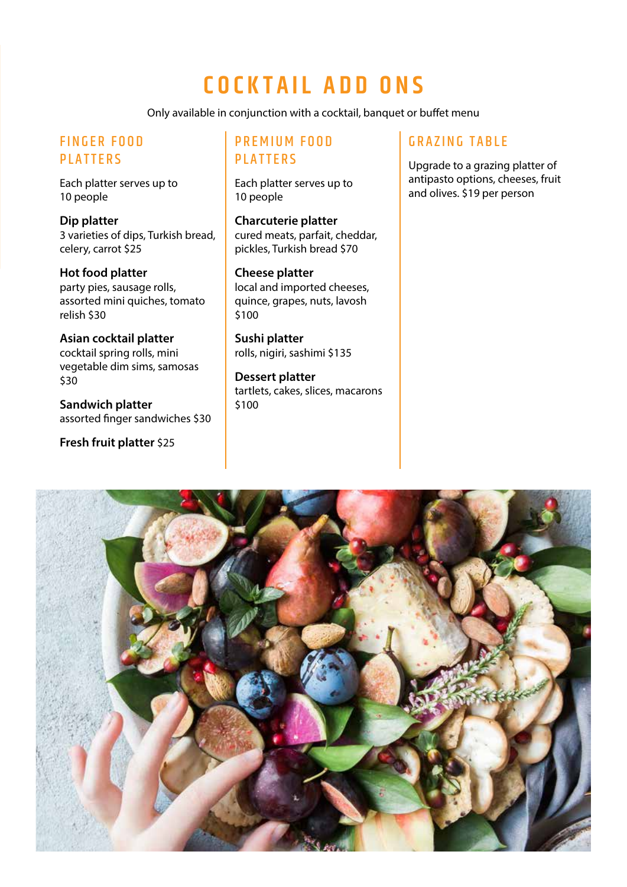# COCKTAIL ADD ONS

Only available in conjunction with a cocktail, banquet or buffet menu

## FINGER FOOD PLATTERS

Each platter serves up to 10 people

**Dip platter**
3 varieties of dips, Turkish bread, celery, carrot $25

**Hot food platter**
party pies, sausage rolls, assorted mini quiches, tomato relish $30

**Asian cocktail platter**
cocktail spring rolls, mini vegetable dim sims, samosas $30

**Sandwich platter**
assorted finger sandwiches $30

**Fresh fruit platter** $25

## PREMIUM FOOD PLATTERS

Each platter serves up to 10 people

**Charcuterie platter**
cured meats, parfait, cheddar, pickles, Turkish bread $70

**Cheese platter**
local and imported cheeses, quince, grapes, nuts, lavosh $100

**Sushi platter**
rolls, nigiri, sashimi $135

**Dessert platter**
tartlets, cakes, slices, macarons $100

## GRAZING TABLE

Upgrade to a grazing platter of antipasto options, cheeses, fruit and olives. $19 per person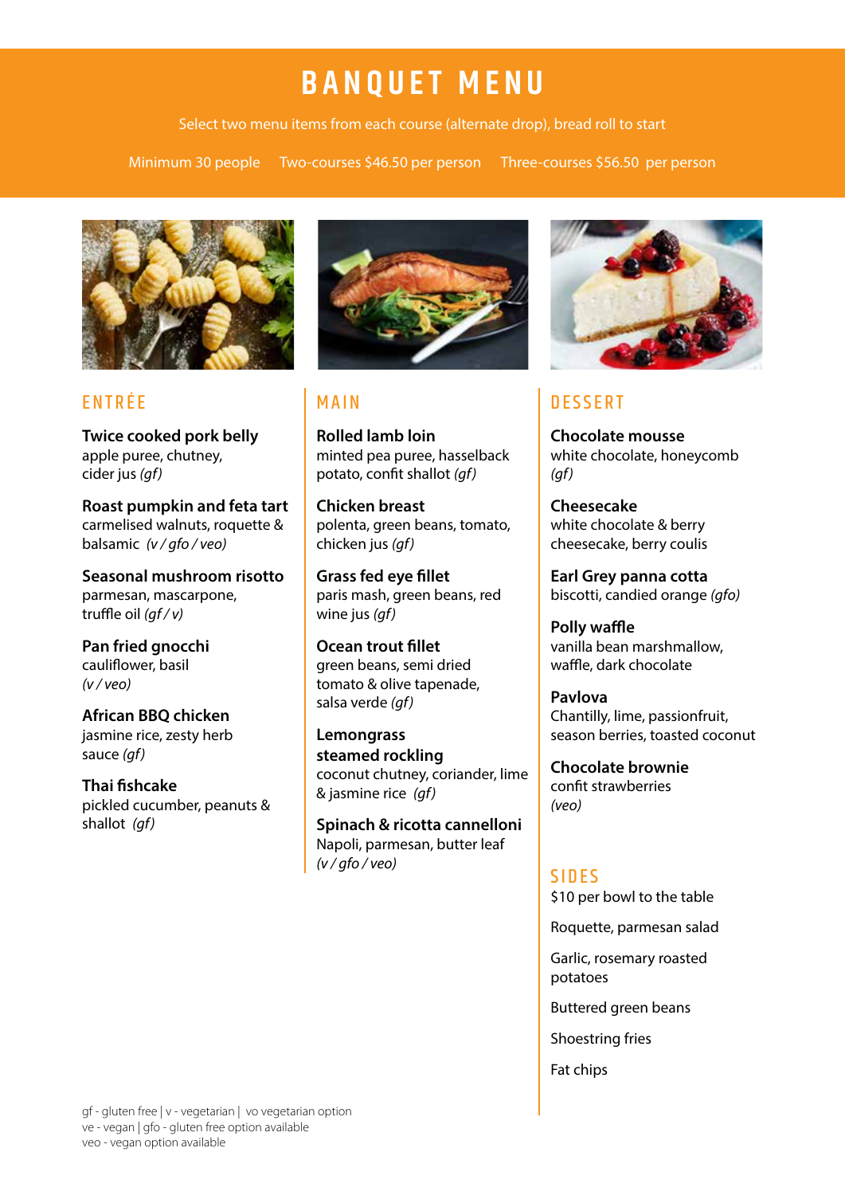# BANQUET MENU

Select two menu items from each course (alternate drop), bread roll to start

Minimum 30 people   Two-courses $46.50 per person   Three-courses $56.50 per person

## ENTRÉE

**Twice cooked pork belly**
apple puree, chutney, cider jus *(gf)*

**Roast pumpkin and feta tart**
carmelised walnuts, roquette & balsamic *(v / gfo / veo)*

**Seasonal mushroom risotto**
parmesan, mascarpone, truffle oil *(gf / v)*

**Pan fried gnocchi**
cauliflower, basil
*(v / veo)*

**African BBQ chicken**
jasmine rice, zesty herb sauce *(gf)*

**Thai fishcake**
pickled cucumber, peanuts & shallot *(gf)*

## MAIN

**Rolled lamb loin**
minted pea puree, hasselback potato, confit shallot *(gf)*

**Chicken breast**
polenta, green beans, tomato, chicken jus *(gf)*

**Grass fed eye fillet**
paris mash, green beans, red wine jus *(gf)*

**Ocean trout fillet**
green beans, semi dried tomato & olive tapenade, salsa verde *(gf)*

**Lemongrass steamed rockling**
coconut chutney, coriander, lime & jasmine rice *(gf)*

**Spinach & ricotta cannelloni**
Napoli, parmesan, butter leaf
*(v / gfo / veo)*

## DESSERT

**Chocolate mousse**
white chocolate, honeycomb
*(gf)*

**Cheesecake**
white chocolate & berry cheesecake, berry coulis

**Earl Grey panna cotta**
biscotti, candied orange *(gfo)*

**Polly waffle**
vanilla bean marshmallow, waffle, dark chocolate

**Pavlova**
Chantilly, lime, passionfruit, season berries, toasted coconut

**Chocolate brownie**
confit strawberries
*(veo)*

## SIDES

$10 per bowl to the table

Roquette, parmesan salad

Garlic, rosemary roasted potatoes

Buttered green beans

Shoestring fries

Fat chips

gf - gluten free | v - vegetarian | vo vegetarian option
ve - vegan | gfo - gluten free option available
veo - vegan option available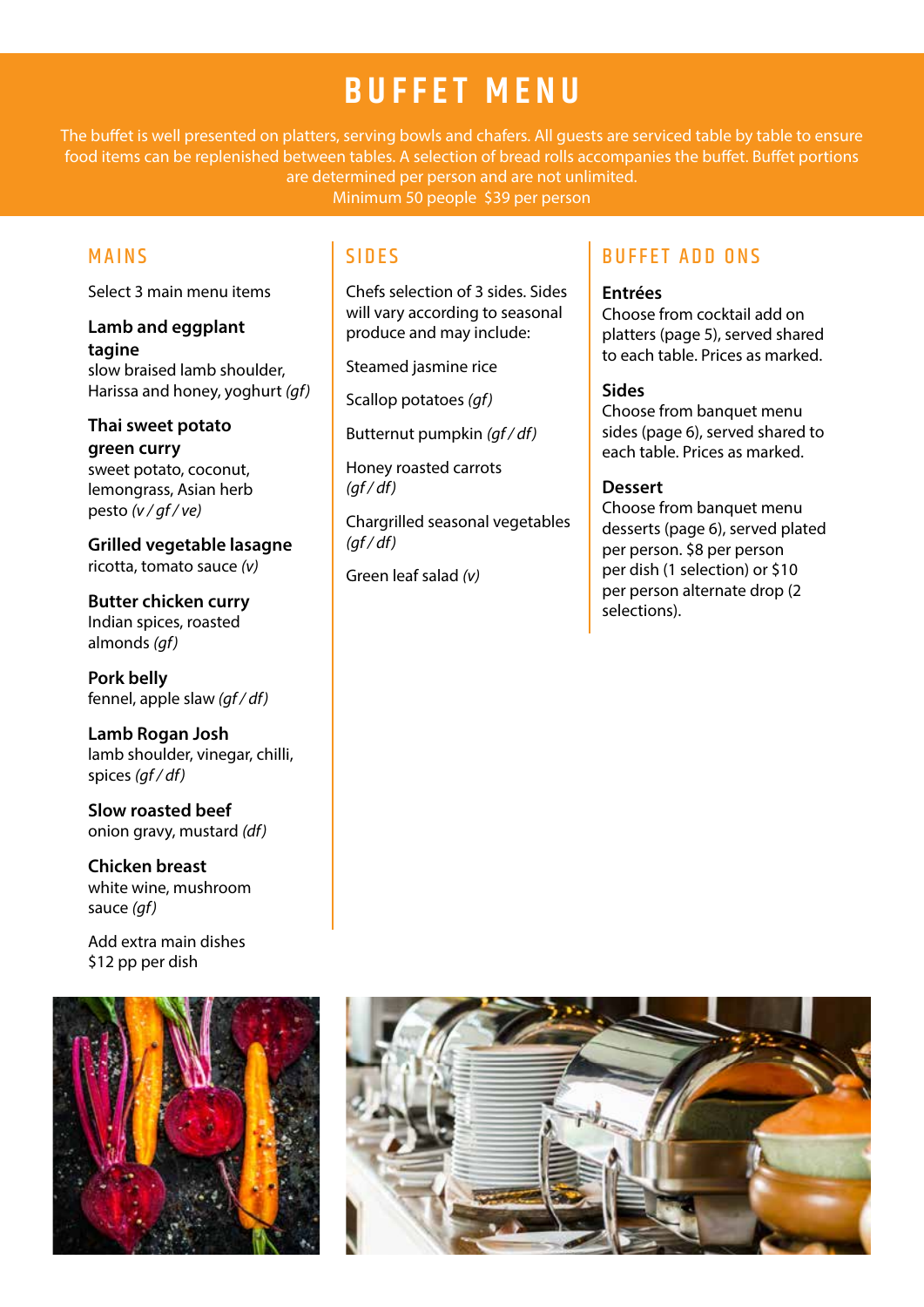# BUFFET MENU

The buffet is well presented on platters, serving bowls and chafers. All guests are serviced table by table to ensure food items can be replenished between tables. A selection of bread rolls accompanies the buffet. Buffet portions are determined per person and are not unlimited.

Minimum 50 people $39 per person

## MAINS

Select 3 main menu items

**Lamb and eggplant tagine**
slow braised lamb shoulder, Harissa and honey, yoghurt *(gf)*

**Thai sweet potato green curry**
sweet potato, coconut, lemongrass, Asian herb pesto *(v / gf / ve)*

**Grilled vegetable lasagne**
ricotta, tomato sauce *(v)*

**Butter chicken curry**
Indian spices, roasted almonds *(gf)*

**Pork belly**
fennel, apple slaw *(gf / df)*

**Lamb Rogan Josh**
lamb shoulder, vinegar, chilli, spices *(gf / df)*

**Slow roasted beef**
onion gravy, mustard *(df)*

**Chicken breast**
white wine, mushroom sauce *(gf)*

Add extra main dishes $12 pp per dish

## SIDES

Chefs selection of 3 sides. Sides will vary according to seasonal produce and may include:

Steamed jasmine rice

Scallop potatoes *(gf)*

Butternut pumpkin *(gf / df)*

Honey roasted carrots *(gf / df)*

Chargrilled seasonal vegetables *(gf / df)*

Green leaf salad *(v)*

## BUFFET ADD ONS

**Entrées**
Choose from cocktail add on platters (page 5), served shared to each table. Prices as marked.

**Sides**
Choose from banquet menu sides (page 6), served shared to each table. Prices as marked.

**Dessert**
Choose from banquet menu desserts (page 6), served plated per person. $8 per person per dish (1 selection) or $10 per person alternate drop (2 selections).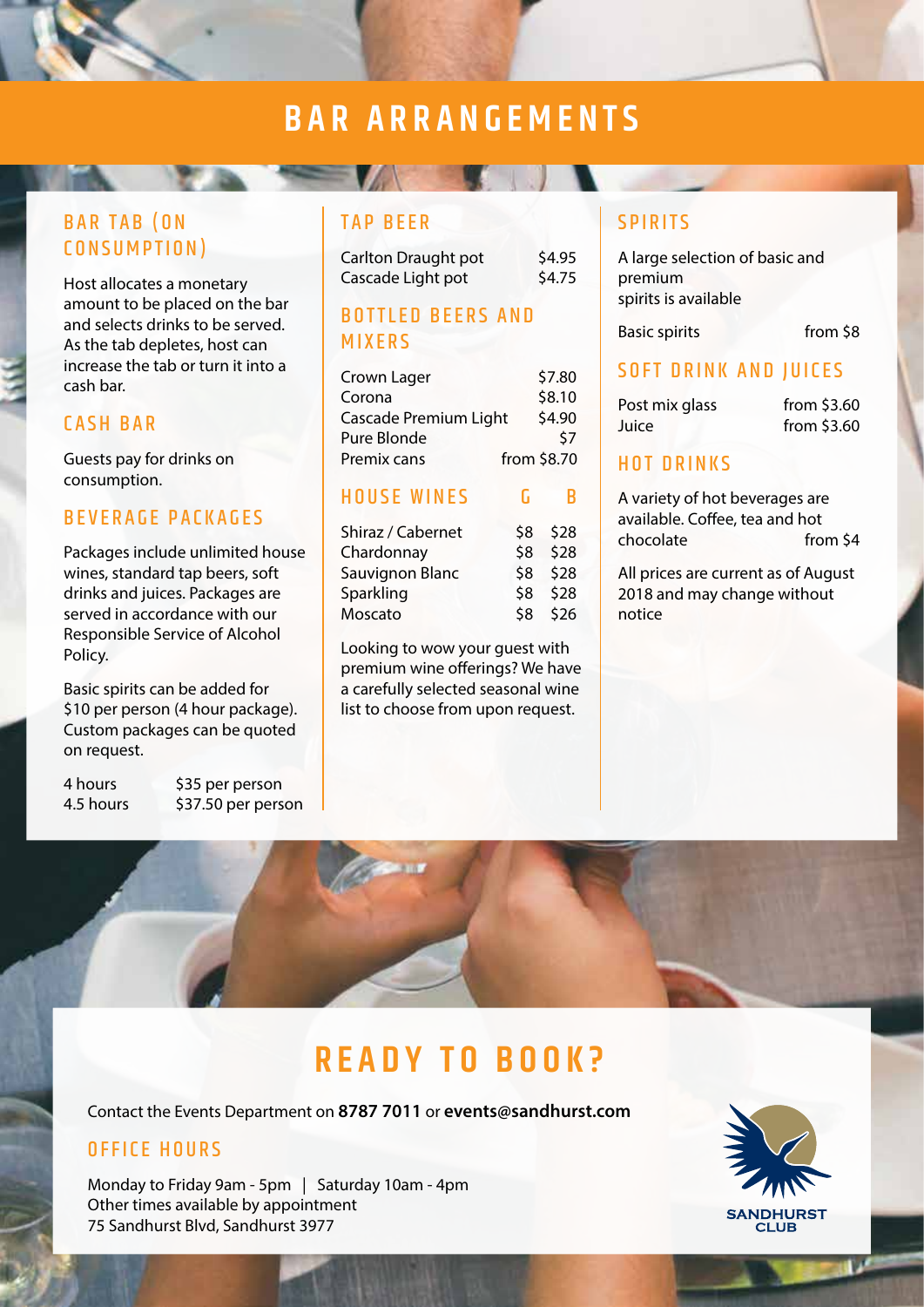# BAR ARRANGEMENTS

## BAR TAB (ON CONSUMPTION)

Host allocates a monetary amount to be placed on the bar and selects drinks to be served. As the tab depletes, host can increase the tab or turn it into a cash bar.

## CASH BAR

Guests pay for drinks on consumption.

## BEVERAGE PACKAGES

Packages include unlimited house wines, standard tap beers, soft drinks and juices. Packages are served in accordance with our Responsible Service of Alcohol Policy.

Basic spirits can be added for $10 per person (4 hour package). Custom packages can be quoted on request.

| | |
|---|---|
| 4 hours | $35 per person |
| 4.5 hours | $37.50 per person |

## TAP BEER

| | |
|---|---|
| Carlton Draught pot | $4.95 |
| Cascade Light pot | $4.75 |

## BOTTLED BEERS AND MIXERS

| | |
|---|---|
| Crown Lager | $7.80 |
| Corona | $8.10 |
| Cascade Premium Light | $4.90 |
| Pure Blonde | $7 |
| Premix cans | from $8.70 |

## HOUSE WINES

| | G | B |
|---|---|---|
| Shiraz / Cabernet | $8 | $28 |
| Chardonnay | $8 | $28 |
| Sauvignon Blanc | $8 | $28 |
| Sparkling | $8 | $28 |
| Moscato | $8 | $26 |

Looking to wow your guest with premium wine offerings? We have a carefully selected seasonal wine list to choose from upon request.

## SPIRITS

A large selection of basic and premium spirits is available

| | |
|---|---|
| Basic spirits | from $8 |

## SOFT DRINK AND JUICES

| | |
|---|---|
| Post mix glass | from $3.60 |
| Juice | from $3.60 |

## HOT DRINKS

A variety of hot beverages are available. Coffee, tea and hot chocolate from $4

All prices are current as of August 2018 and may change without notice

# READY TO BOOK?

Contact the Events Department on **8787 7011** or **events@sandhurst.com**

## OFFICE HOURS

Monday to Friday 9am - 5pm | Saturday 10am - 4pm
Other times available by appointment
75 Sandhurst Blvd, Sandhurst 3977

SANDHURST CLUB